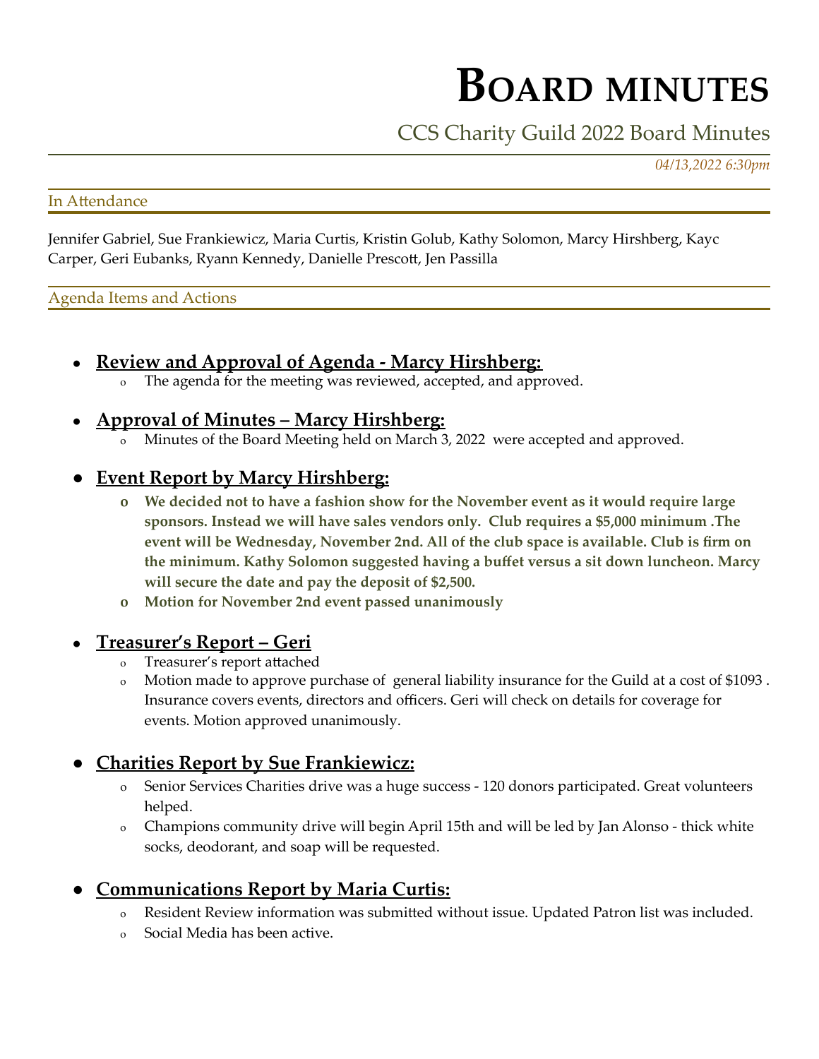# Board minutes

## CCS Charity Guild 2022 Board Minutes

*04/13,2022 6:30pm*

### In Attendance

Jennifer Gabriel, Sue Frankiewicz, Maria Curtis, Kristin Golub, Kathy Solomon, Marcy Hirshberg, Kayc Carper, Geri Eubanks, Ryann Kennedy, Danielle Prescott, Jen Passilla

### Agenda Items and Actions

- **Review and Approval of Agenda - Marcy Hirshberg:**
  - The agenda for the meeting was reviewed, accepted, and approved.
- **Approval of Minutes – Marcy Hirshberg:**
  - Minutes of the Board Meeting held on March 3, 2022 were accepted and approved.
- **Event Report by Marcy Hirshberg:**
  - **We decided not to have a fashion show for the November event as it would require large sponsors. Instead we will have sales vendors only. Club requires a $5,000 minimum .The event will be Wednesday, November 2nd. All of the club space is available. Club is firm on the minimum. Kathy Solomon suggested having a buffet versus a sit down luncheon. Marcy will secure the date and pay the deposit of $2,500.**
  - **Motion for November 2nd event passed unanimously**
- **Treasurer's Report – Geri**
  - Treasurer's report attached
  - Motion made to approve purchase of general liability insurance for the Guild at a cost of $1093 . Insurance covers events, directors and officers. Geri will check on details for coverage for events. Motion approved unanimously.
- **Charities Report by Sue Frankiewicz:**
  - Senior Services Charities drive was a huge success - 120 donors participated. Great volunteers helped.
  - Champions community drive will begin April 15th and will be led by Jan Alonso - thick white socks, deodorant, and soap will be requested.
- **Communications Report by Maria Curtis:**
  - Resident Review information was submitted without issue. Updated Patron list was included.
  - Social Media has been active.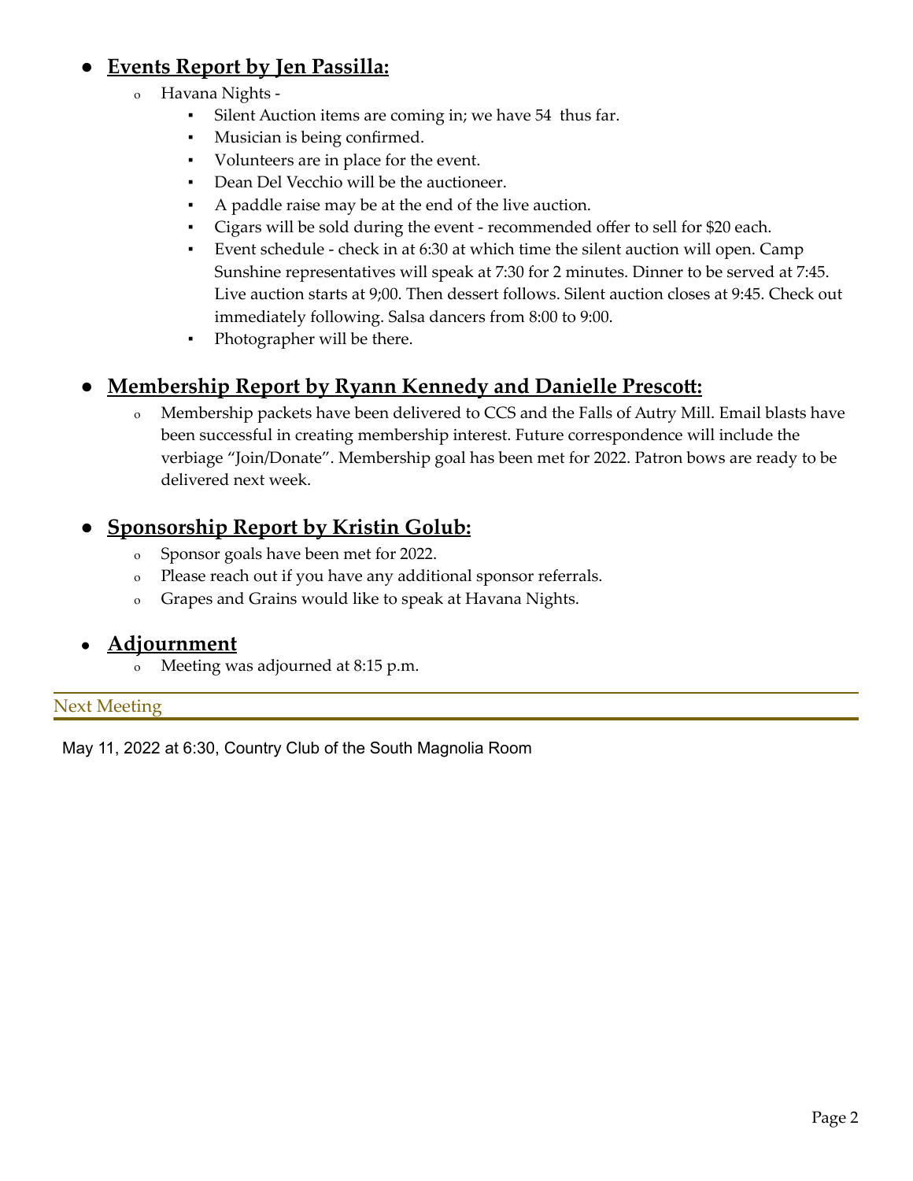- **Events Report by Jen Passilla:**
  - Havana Nights -
    - Silent Auction items are coming in; we have 54 thus far.
    - Musician is being confirmed.
    - Volunteers are in place for the event.
    - Dean Del Vecchio will be the auctioneer.
    - A paddle raise may be at the end of the live auction.
    - Cigars will be sold during the event - recommended offer to sell for $20 each.
    - Event schedule - check in at 6:30 at which time the silent auction will open. Camp Sunshine representatives will speak at 7:30 for 2 minutes. Dinner to be served at 7:45. Live auction starts at 9;00. Then dessert follows. Silent auction closes at 9:45. Check out immediately following. Salsa dancers from 8:00 to 9:00.
    - Photographer will be there.

- **Membership Report by Ryann Kennedy and Danielle Prescott:**
  - Membership packets have been delivered to CCS and the Falls of Autry Mill. Email blasts have been successful in creating membership interest. Future correspondence will include the verbiage "Join/Donate". Membership goal has been met for 2022. Patron bows are ready to be delivered next week.

- **Sponsorship Report by Kristin Golub:**
  - Sponsor goals have been met for 2022.
  - Please reach out if you have any additional sponsor referrals.
  - Grapes and Grains would like to speak at Havana Nights.

- **Adjournment**
  - Meeting was adjourned at 8:15 p.m.

## Next Meeting

May 11, 2022 at 6:30, Country Club of the South Magnolia Room